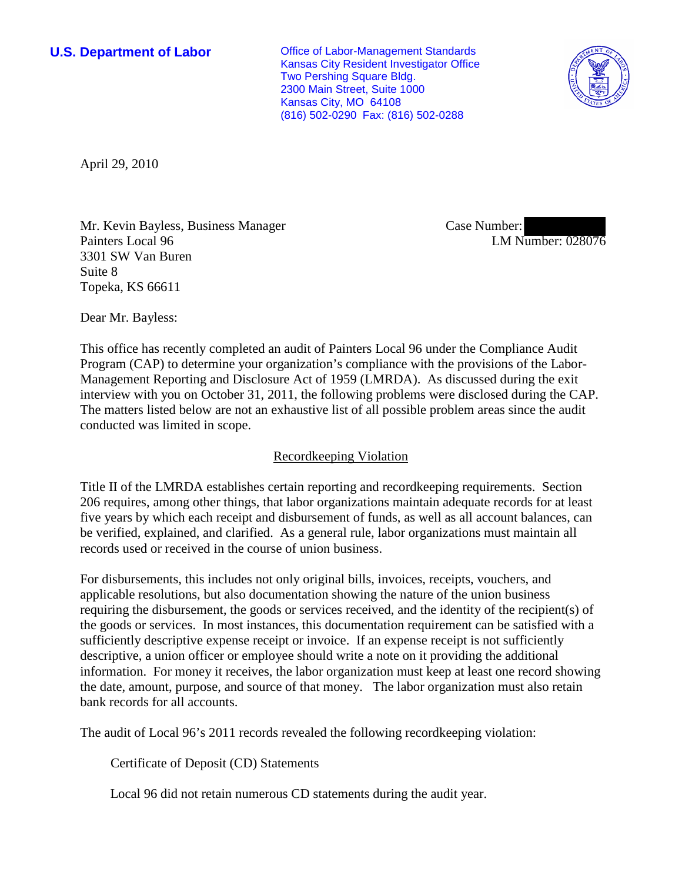**U.S. Department of Labor**

Office of Labor-Management Standards
Kansas City Resident Investigator Office
Two Pershing Square Bldg.
2300 Main Street, Suite 1000
Kansas City, MO 64108
(816) 502-0290 Fax: (816) 502-0288

April 29, 2010

Mr. Kevin Bayless, Business Manager
Painters Local 96
3301 SW Van Buren
Suite 8
Topeka, KS 66611

Case Number:
LM Number: 028076

Dear Mr. Bayless:

This office has recently completed an audit of Painters Local 96 under the Compliance Audit Program (CAP) to determine your organization's compliance with the provisions of the Labor-Management Reporting and Disclosure Act of 1959 (LMRDA). As discussed during the exit interview with you on October 31, 2011, the following problems were disclosed during the CAP. The matters listed below are not an exhaustive list of all possible problem areas since the audit conducted was limited in scope.

## Recordkeeping Violation

Title II of the LMRDA establishes certain reporting and recordkeeping requirements. Section 206 requires, among other things, that labor organizations maintain adequate records for at least five years by which each receipt and disbursement of funds, as well as all account balances, can be verified, explained, and clarified. As a general rule, labor organizations must maintain all records used or received in the course of union business.

For disbursements, this includes not only original bills, invoices, receipts, vouchers, and applicable resolutions, but also documentation showing the nature of the union business requiring the disbursement, the goods or services received, and the identity of the recipient(s) of the goods or services. In most instances, this documentation requirement can be satisfied with a sufficiently descriptive expense receipt or invoice. If an expense receipt is not sufficiently descriptive, a union officer or employee should write a note on it providing the additional information. For money it receives, the labor organization must keep at least one record showing the date, amount, purpose, and source of that money. The labor organization must also retain bank records for all accounts.

The audit of Local 96's 2011 records revealed the following recordkeeping violation:

Certificate of Deposit (CD) Statements

Local 96 did not retain numerous CD statements during the audit year.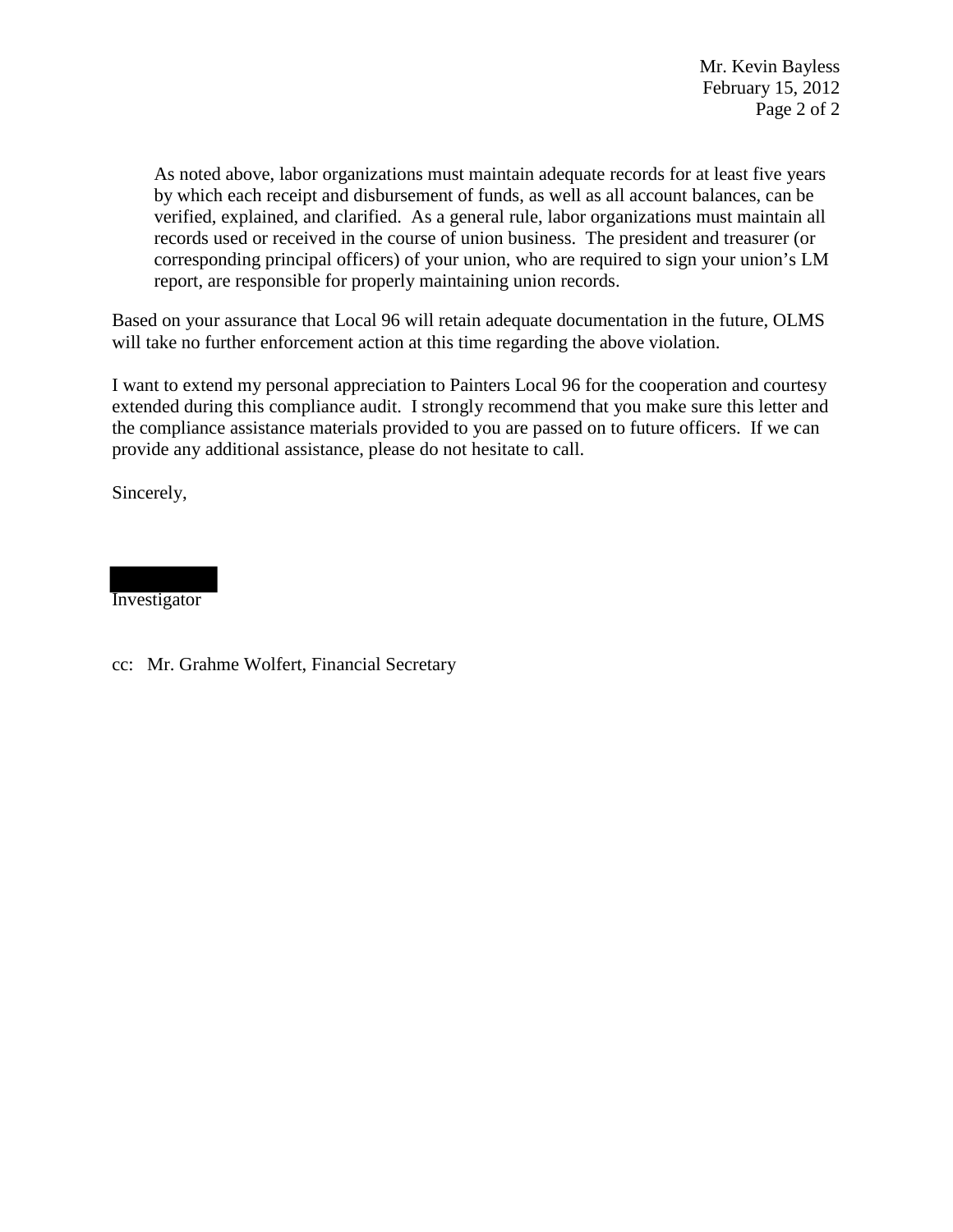As noted above, labor organizations must maintain adequate records for at least five years by which each receipt and disbursement of funds, as well as all account balances, can be verified, explained, and clarified. As a general rule, labor organizations must maintain all records used or received in the course of union business. The president and treasurer (or corresponding principal officers) of your union, who are required to sign your union's LM report, are responsible for properly maintaining union records.

Based on your assurance that Local 96 will retain adequate documentation in the future, OLMS will take no further enforcement action at this time regarding the above violation.

I want to extend my personal appreciation to Painters Local 96 for the cooperation and courtesy extended during this compliance audit. I strongly recommend that you make sure this letter and the compliance assistance materials provided to you are passed on to future officers. If we can provide any additional assistance, please do not hesitate to call.

Sincerely,

Investigator

cc: Mr. Grahme Wolfert, Financial Secretary